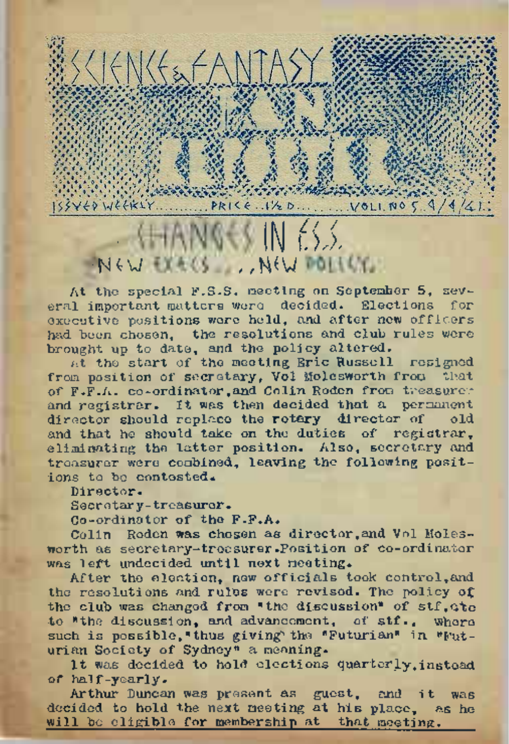# SCIENCE & FANTASY FAN NOTE

ISSUED WEEKLY.........PRICE..1½D.........VOL.1.NO 5. 4/4/41.

## CHANGES IN F.S.S.

### NEW EXECS...,NEW POLICY.

At the special F.S.S. meeting on September 5, several important matters were decided. Elections for executive positions were held, and after new officers had been chosen, the resolutions and club rules were brought up to date, and the policy altered.

At the start of the meeting Eric Russell resigned from position of secretary, Vol Molesworth from that of F.F.A. co-ordinator, and Colin Roden from treasurer and registrar. It was then decided that a permanent director should replace the rotary director of old and that he should take on the duties of registrar, eliminating the latter position. Also, secretary and treasurer were combined, leaving the following positions to be contested.

Director.

Secretary-treasurer.

Co-ordinator of the F.F.A.

Colin Roden was chosen as director, and Vol Molesworth as secretary-treasurer. Position of co-ordinator was left undecided until next meeting.

After the election, new officials took control, and the resolutions and rules were revised. The policy of the club was changed from "the discussion" of stf, etc to "the discussion, and advancement, of stf., where such is possible," thus giving the "Futurian" in "Futurian Society of Sydney" a meaning.

It was decided to hold elections quarterly, instead of half-yearly.

Arthur Duncan was present as guest, and it was decided to hold the next meeting at his place, as he will be eligible for membership at that meeting.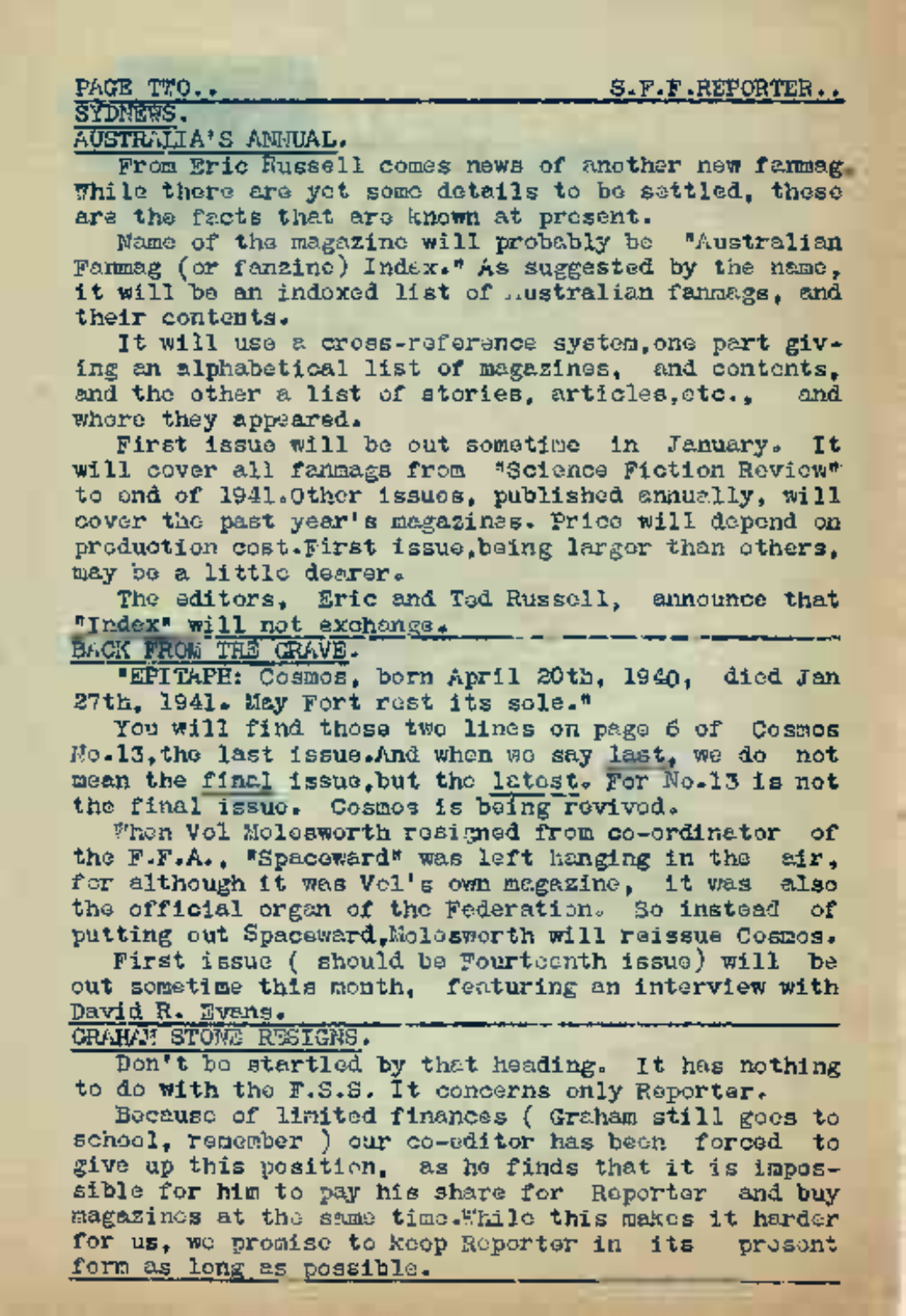## SYDNEWS.

### AUSTRALIA'S ANNUAL.

From Eric Russell comes news of another new fanmag. While there are yet some details to be settled, these are the facts that are known at present.

Name of the magazine will probably be "Australian Fanmag (or fanzine) Index." As suggested by the name, it will be an indexed list of Australian fanmags, and their contents.

It will use a cross-reference system, one part giving an alphabetical list of magazines, and contents, and the other a list of stories, articles, etc., and where they appeared.

First issue will be out sometime in January. It will cover all fanmags from "Science Fiction Review" to end of 1941. Other issues, published annually, will cover the past year's magazines. Price will depend on production cost. First issue, being larger than others, may be a little dearer.

The editors, Eric and Ted Russell, announce that "Index" will not exchange.

### BACK FROM THE GRAVE.

"EPITAPH: Cosmos, born April 20th, 1940, died Jan 27th, 1941. May Fort rest its sole."

You will find those two lines on page 6 of Cosmos No. 13, the last issue. And when we say last, we do not mean the final issue, but the latest. For No. 13 is not the final issue. Cosmos is being revived.

When Vol Molesworth resigned from co-ordinator of the F.F.A., "Spaceward" was left hanging in the air, for although it was Vol's own magazine, it was also the official organ of the Federation. So instead of putting out Spaceward, Molesworth will reissue Cosmos.

First issue ( should be Fourteenth issue) will be out sometime this month, featuring an interview with David R. Evans.

### GRAHAM STONE RESIGNS.

Don't be startled by that heading. It has nothing to do with the F.S.S. It concerns only Reporter.

Because of limited finances ( Graham still goes to school, remember ) our co-editor has been forced to give up this position, as he finds that it is impossible for him to pay his share for Reporter and buy magazines at the same time. While this makes it harder for us, we promise to keep Reporter in its present form as long as possible.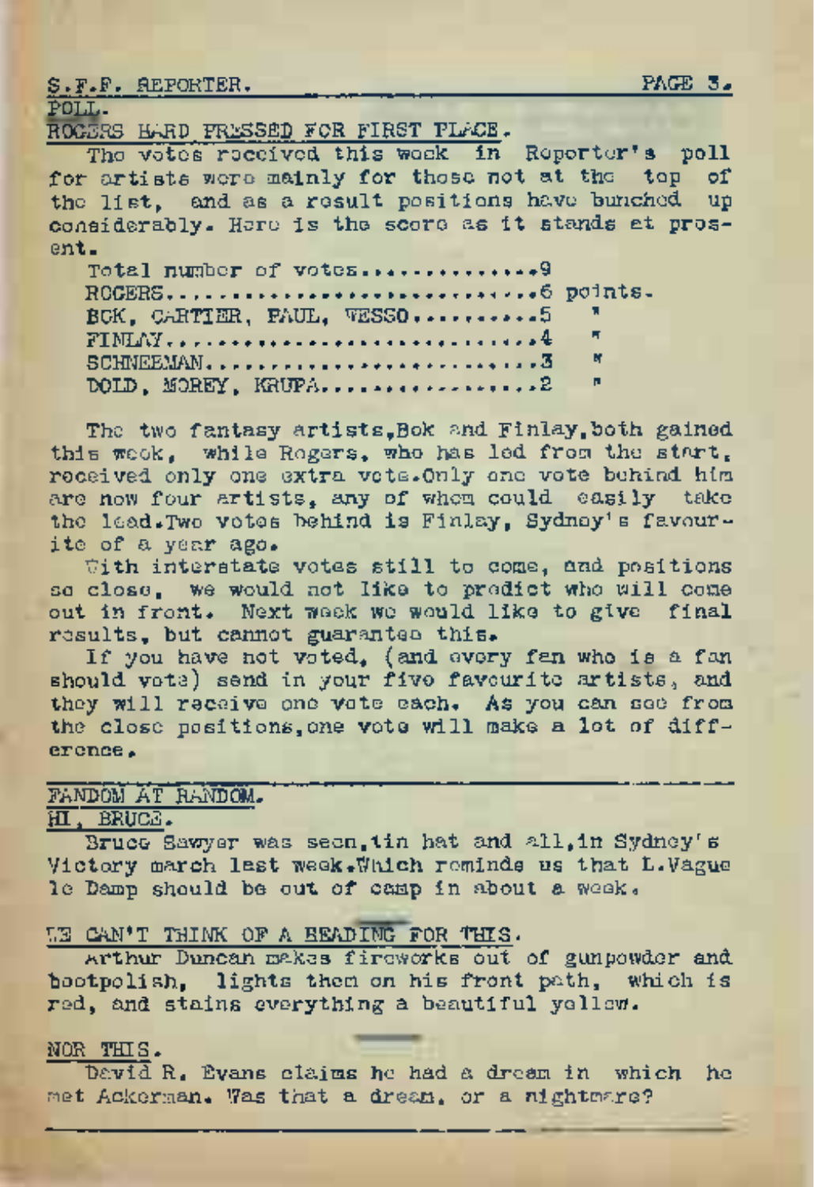## POLL.

### ROGERS HARD PRESSED FOR FIRST PLACE.

The votes received this week in Reporter's poll for artists were mainly for those not at the top of the list, and as a result positions have bunched up considerably. Here is the score as it stands at present.

Total number of votes..............9
ROGERS..........................6 points.
BOK, CARTIER, PAUL, WESSO..........5 "
FINLAY..........................4 "
SCHNEEMAN.......................3 "
DOLD, MOREY, KRUPA.................2 "

The two fantasy artists, Bok and Finlay, both gained this week, while Rogers, who has led from the start, received only one extra vote. Only one vote behind him are now four artists, any of whom could easily take the lead. Two votes behind is Finlay, Sydney's favourite of a year ago.

With interstate votes still to come, and positions so close, we would not like to predict who will come out in front. Next week we would like to give final results, but cannot guarantee this.

If you have not voted, (and every fan who is a fan should vote) send in your five favourite artists, and they will receive one vote each. As you can see from the close positions, one vote will make a lot of difference.

---

## FANDOM AT RANDOM.

### HI, BRUCE.

Bruce Sawyer was seen, tin hat and all, in Sydney's Victory march last week. Which reminds us that L. Vague le Damp should be out of camp in about a week.

### WE CAN'T THINK OF A HEADING FOR THIS.

Arthur Duncan makes fireworks out of gunpowder and bootpolish, lights them on his front path, which is red, and stains everything a beautiful yellow.

### NOR THIS.

David R. Evans claims he had a dream in which he met Ackerman. Was that a dream, or a nightmare?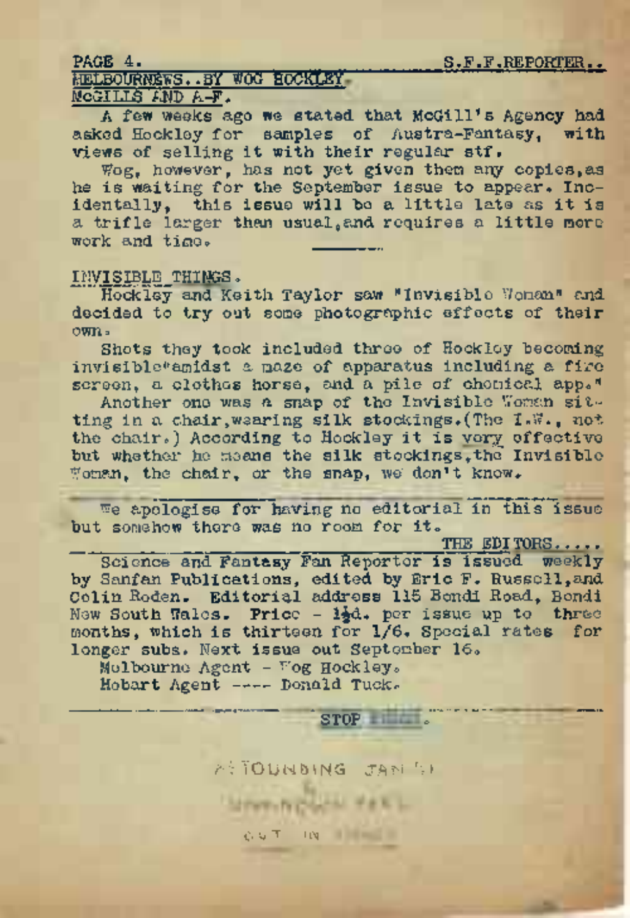## MELBOURNEWS..BY WOG HOCKLEY.

### McGILLS AND A-F.

A few weeks ago we stated that McGill's Agency had asked Hockley for samples of Austra-Fantasy, with views of selling it with their regular stf.

Wog, however, has not yet given them any copies,as he is waiting for the September issue to appear. Incidentally, this issue will be a little late as it is a trifle larger than usual,and requires a little more work and time.

### INVISIBLE THINGS.

Hockley and Keith Taylor saw "Invisible Woman" and decided to try out some photographic effects of their own.

Shots they took included three of Hockley becoming invisible"amidst a maze of apparatus including a fire screen, a clothes horse, and a pile of chemical app."

Another one was a snap of the Invisible Woman sitting in a chair,wearing silk stockings.(The I.W., not the chair.) According to Hockley it is very effective but whether he means the silk stockings,the Invisible Woman, the chair, or the snap, we don't know.

---

We apologise for having no editorial in this issue but somehow there was no room for it.

THE EDITORS.....

---

Science and Fantasy Fan Reporter is issued weekly by Sanfan Publications, edited by Eric F. Russell,and Colin Roden. Editorial address 115 Bondi Road, Bondi New South Wales. Price - 1½d. per issue up to three months, which is thirteen for 1/6. Special rates for longer subs. Next issue out September 16.

Melbourne Agent - Wog Hockley.
Hobart Agent ---- Donald Tuck.

---

STOP PRESS.

ASTOUNDING JAN '41

OUT IN